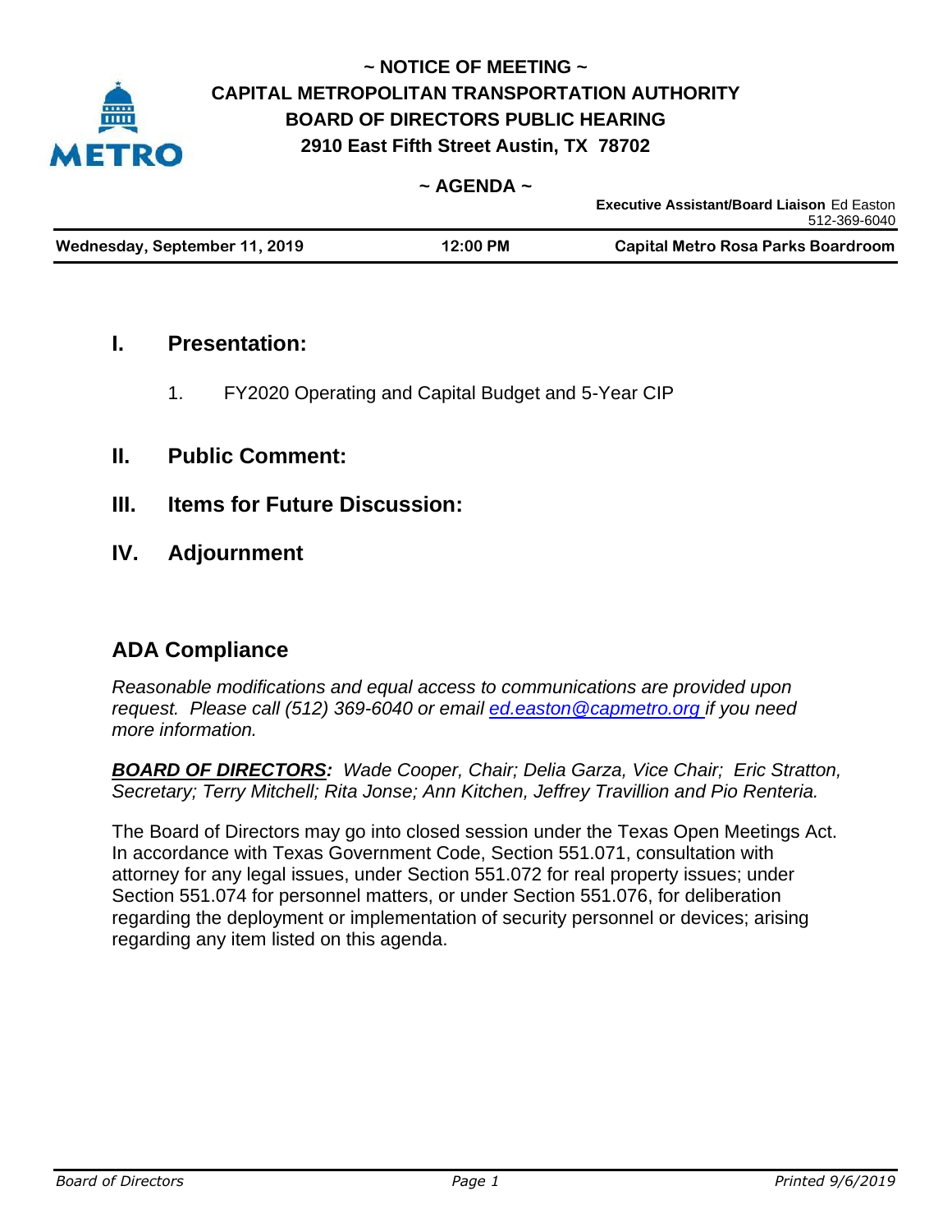# ~ NOTICE OF MEETING ~
# CAPITAL METROPOLITAN TRANSPORTATION AUTHORITY
# BOARD OF DIRECTORS PUBLIC HEARING
## 2910 East Fifth Street Austin, TX 78702

**~ AGENDA ~**

**Executive Assistant/Board Liaison** Ed Easton
512-369-6040

| Wednesday, September 11, 2019 | 12:00 PM | Capital Metro Rosa Parks Boardroom |
|---|---|---|

## I. Presentation:

1. FY2020 Operating and Capital Budget and 5-Year CIP

## II. Public Comment:

## III. Items for Future Discussion:

## IV. Adjournment

## ADA Compliance

*Reasonable modifications and equal access to communications are provided upon request. Please call (512) 369-6040 or email ed.easton@capmetro.org if you need more information.*

***BOARD OF DIRECTORS:*** *Wade Cooper, Chair; Delia Garza, Vice Chair; Eric Stratton, Secretary; Terry Mitchell; Rita Jonse; Ann Kitchen, Jeffrey Travillion and Pio Renteria.*

The Board of Directors may go into closed session under the Texas Open Meetings Act. In accordance with Texas Government Code, Section 551.071, consultation with attorney for any legal issues, under Section 551.072 for real property issues; under Section 551.074 for personnel matters, or under Section 551.076, for deliberation regarding the deployment or implementation of security personnel or devices; arising regarding any item listed on this agenda.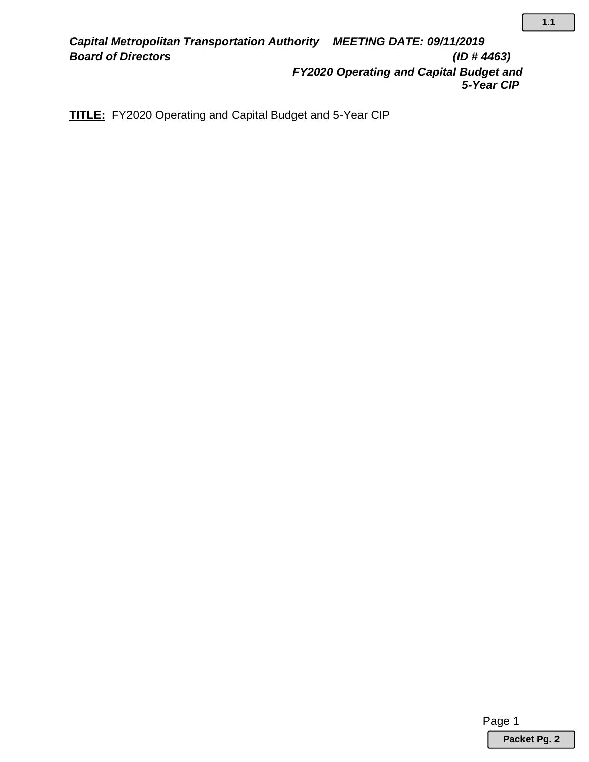**1.1**

***Capital Metropolitan Transportation Authority*** ***MEETING DATE: 09/11/2019***
***Board of Directors*** ***(ID # 4463)***

***FY2020 Operating and Capital Budget and 5-Year CIP***

**TITLE:** FY2020 Operating and Capital Budget and 5-Year CIP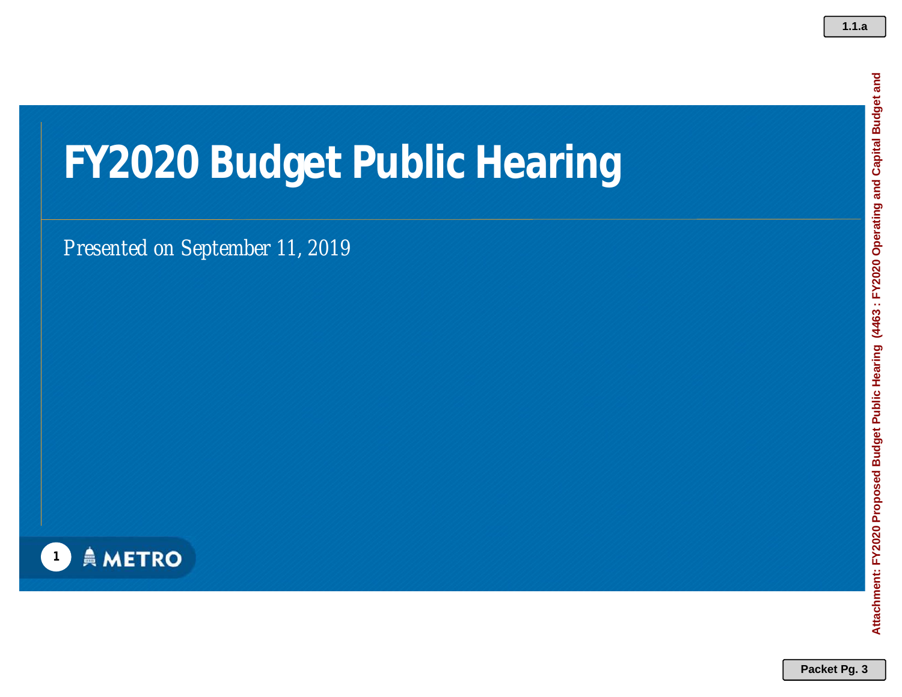# FY2020 Budget Public Hearing

*Presented on September 11, 2019*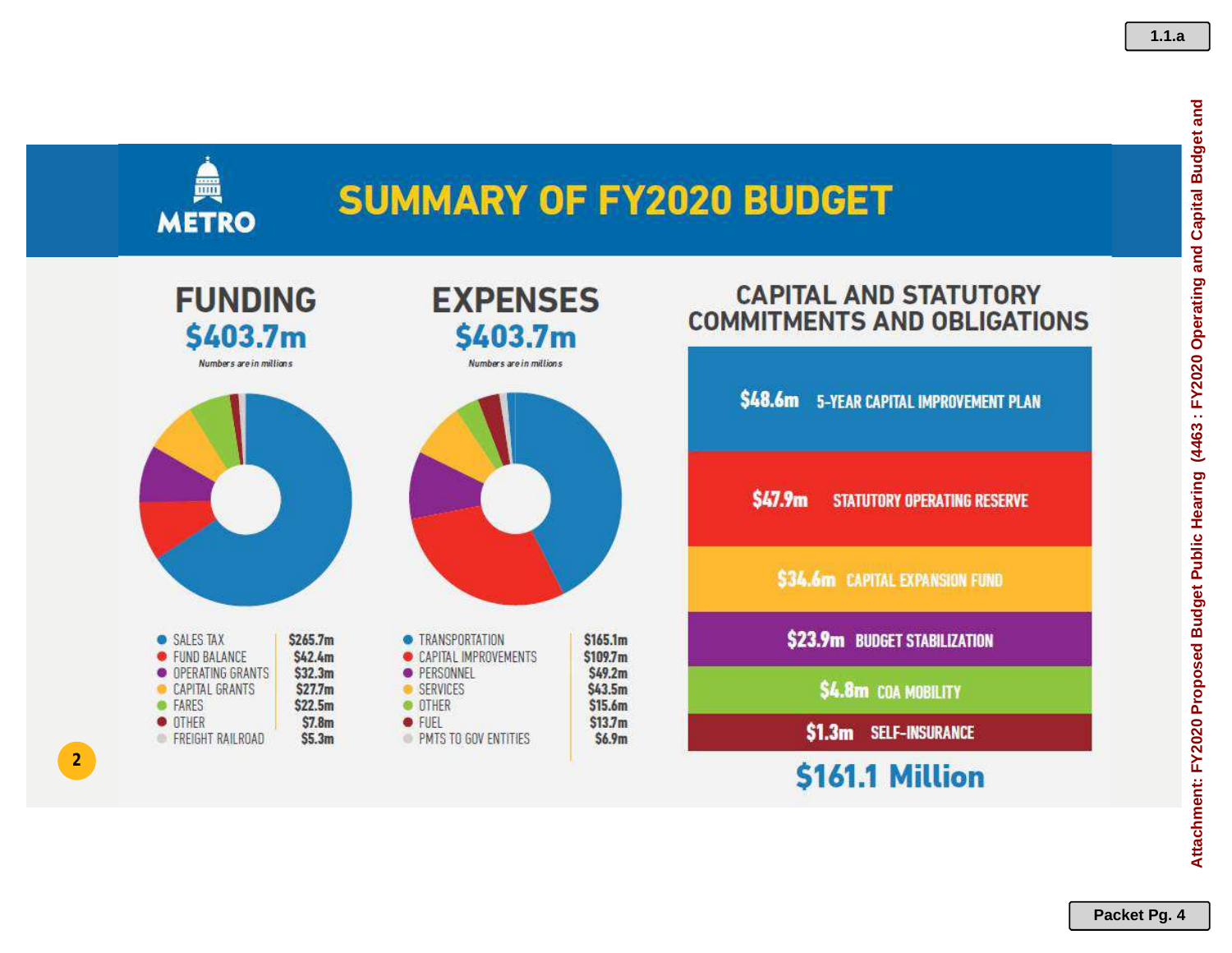# SUMMARY OF FY2020 BUDGET

METRO

## FUNDING

**$403.7m**

*Numbers are in millions*

| Source | Amount |
|---|---|
| SALES TAX | $265.7m |
| FUND BALANCE | $42.4m |
| OPERATING GRANTS | $32.3m |
| CAPITAL GRANTS | $27.7m |
| FARES | $22.5m |
| OTHER | $7.8m |
| FREIGHT RAILROAD | $5.3m |

## EXPENSES

**$403.7m**

*Numbers are in millions*

| Category | Amount |
|---|---|
| TRANSPORTATION | $165.1m |
| CAPITAL IMPROVEMENTS | $109.7m |
| PERSONNEL | $49.2m |
| SERVICES | $43.5m |
| OTHER | $15.6m |
| FUEL | $13.7m |
| PMTS TO GOV ENTITIES | $6.9m |

## CAPITAL AND STATUTORY COMMITMENTS AND OBLIGATIONS

| Amount | Item |
|---|---|
| $48.6m | 5-YEAR CAPITAL IMPROVEMENT PLAN |
| $47.9m | STATUTORY OPERATING RESERVE |
| $34.6m | CAPITAL EXPANSION FUND |
| $23.9m | BUDGET STABILIZATION |
| $4.8m | COA MOBILITY |
| $1.3m | SELF-INSURANCE |

**$161.1 Million**

2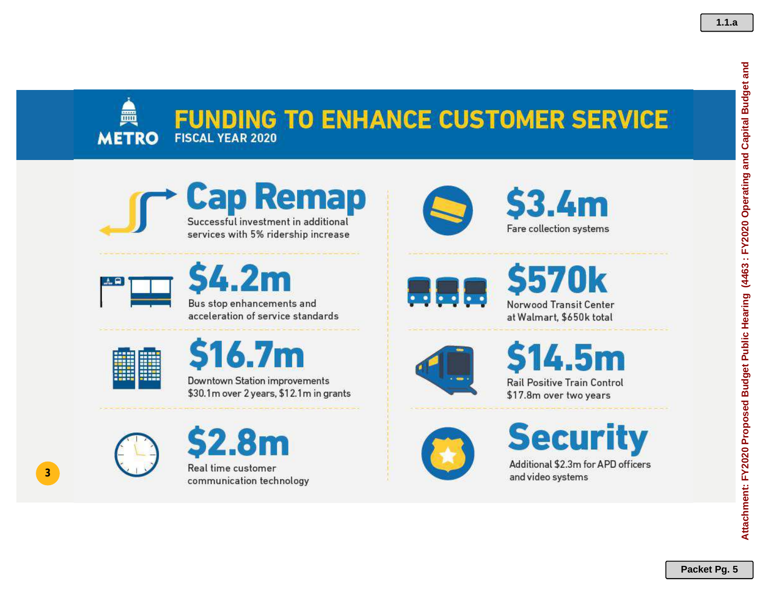# FUNDING TO ENHANCE CUSTOMER SERVICE

## FISCAL YEAR 2020

METRO

### Cap Remap

Successful investment in additional services with 5% ridership increase

### $4.2m

Bus stop enhancements and acceleration of service standards

### $16.7m

Downtown Station improvements $30.1m over 2 years, $12.1m in grants

### $2.8m

Real time customer communication technology

### $3.4m

Fare collection systems

### $570k

Norwood Transit Center at Walmart, $650k total

### $14.5m

Rail Positive Train Control $17.8m over two years

### Security

Additional $2.3m for APD officers and video systems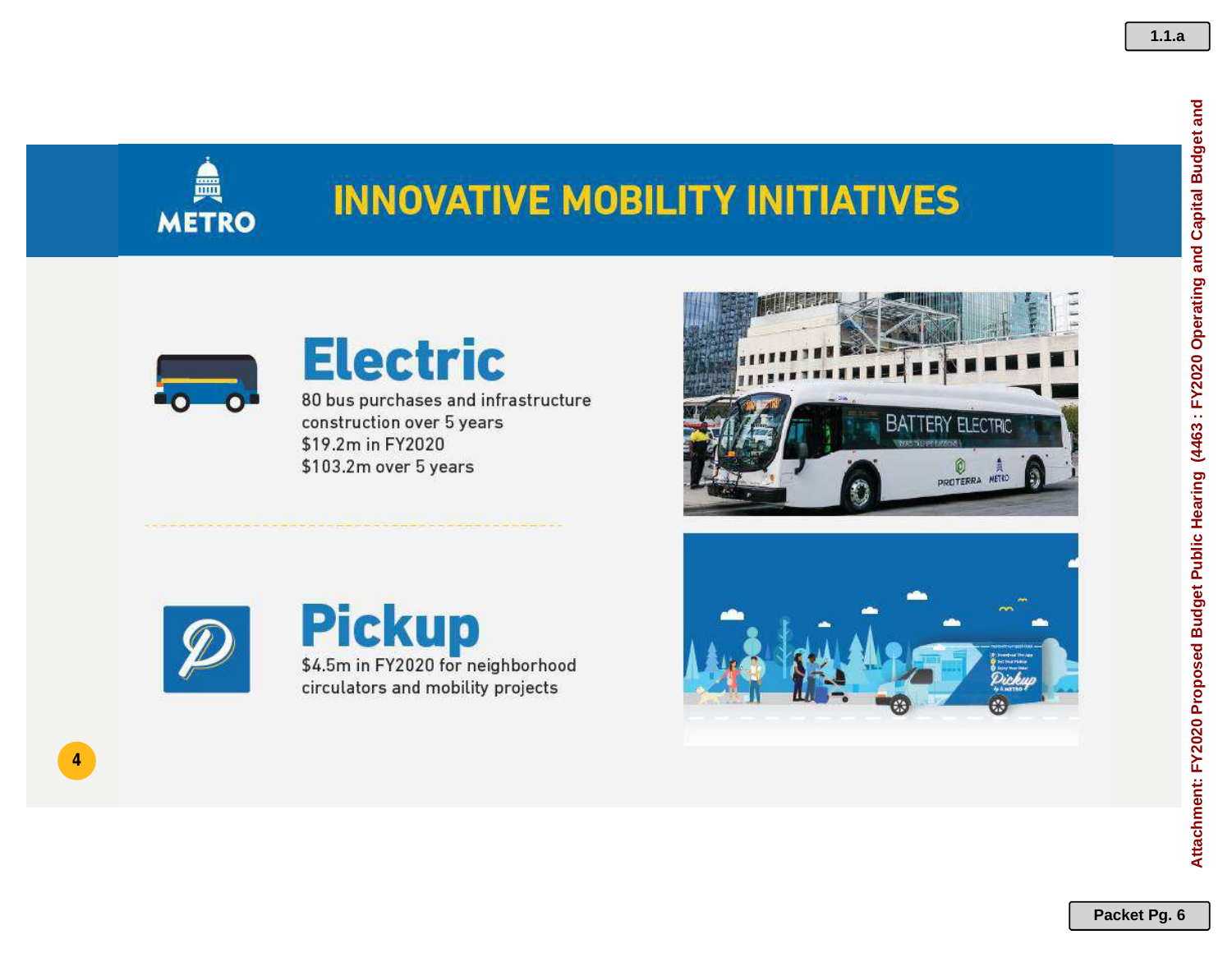# INNOVATIVE MOBILITY INITIATIVES

## Electric

80 bus purchases and infrastructure construction over 5 years
$19.2m in FY2020
$103.2m over 5 years

## Pickup

$4.5m in FY2020 for neighborhood circulators and mobility projects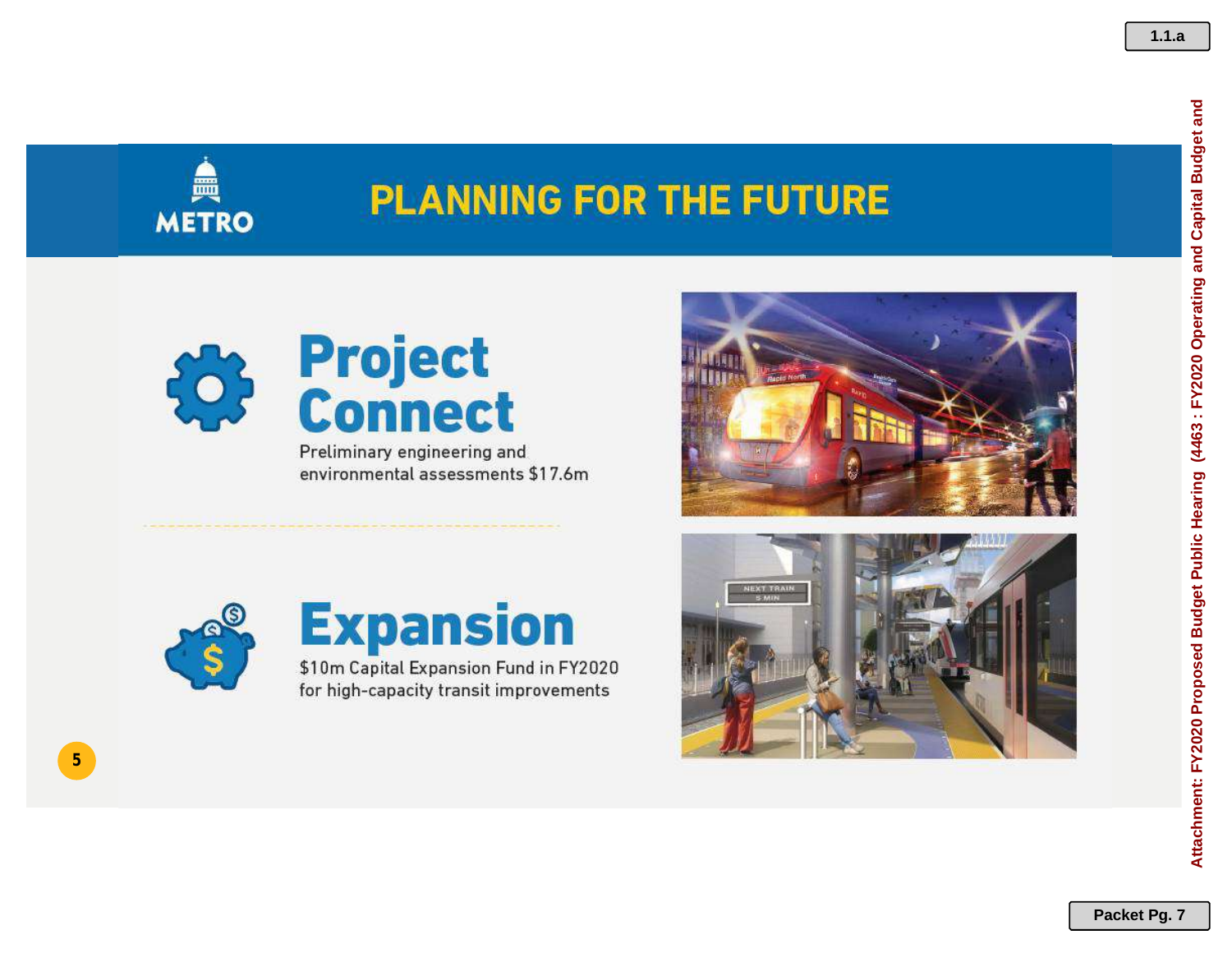# PLANNING FOR THE FUTURE

## Project Connect

Preliminary engineering and environmental assessments $17.6m

## Expansion

$10m Capital Expansion Fund in FY2020 for high-capacity transit improvements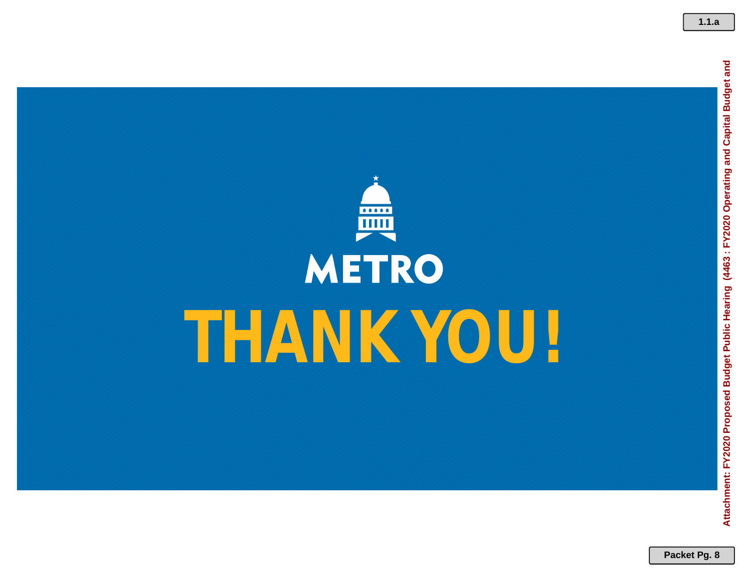METRO

# THANK YOU!